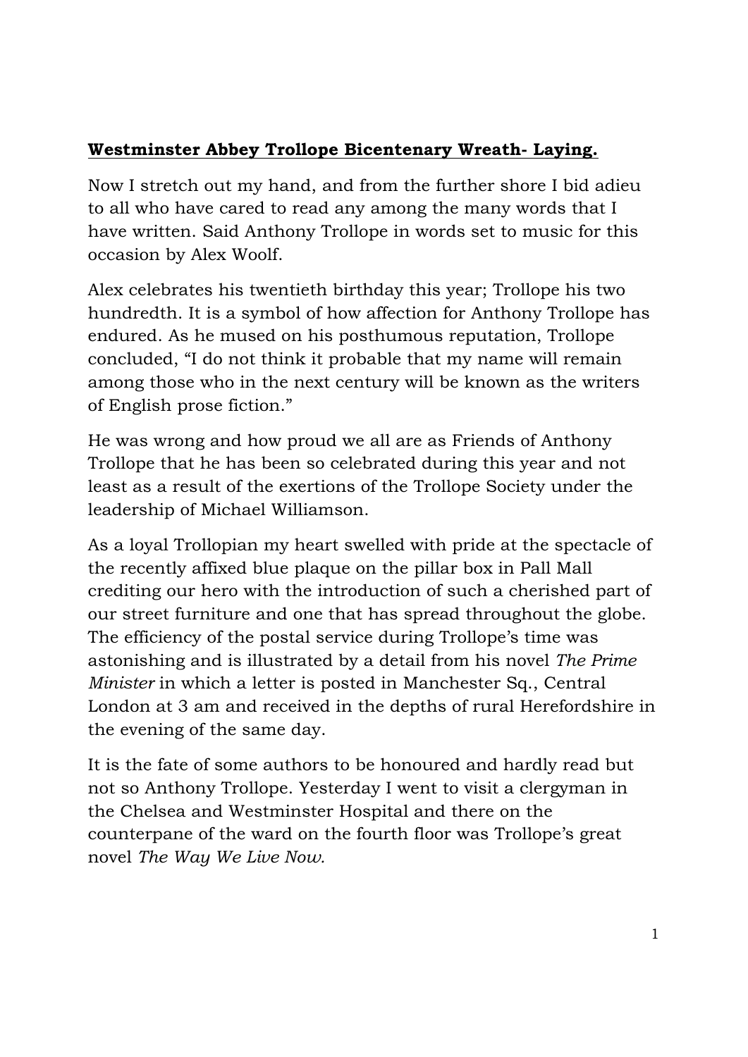**Westminster Abbey Trollope Bicentenary Wreath- Laying.**

Now I stretch out my hand, and from the further shore I bid adieu to all who have cared to read any among the many words that I have written. Said Anthony Trollope in words set to music for this occasion by Alex Woolf.

Alex celebrates his twentieth birthday this year; Trollope his two hundredth. It is a symbol of how affection for Anthony Trollope has endured. As he mused on his posthumous reputation, Trollope concluded, "I do not think it probable that my name will remain among those who in the next century will be known as the writers of English prose fiction."

He was wrong and how proud we all are as Friends of Anthony Trollope that he has been so celebrated during this year and not least as a result of the exertions of the Trollope Society under the leadership of Michael Williamson.

As a loyal Trollopian my heart swelled with pride at the spectacle of the recently affixed blue plaque on the pillar box in Pall Mall crediting our hero with the introduction of such a cherished part of our street furniture and one that has spread throughout the globe. The efficiency of the postal service during Trollope's time was astonishing and is illustrated by a detail from his novel *The Prime Minister* in which a letter is posted in Manchester Sq., Central London at 3 am and received in the depths of rural Herefordshire in the evening of the same day.

It is the fate of some authors to be honoured and hardly read but not so Anthony Trollope. Yesterday I went to visit a clergyman in the Chelsea and Westminster Hospital and there on the counterpane of the ward on the fourth floor was Trollope's great novel *The Way We Live Now*.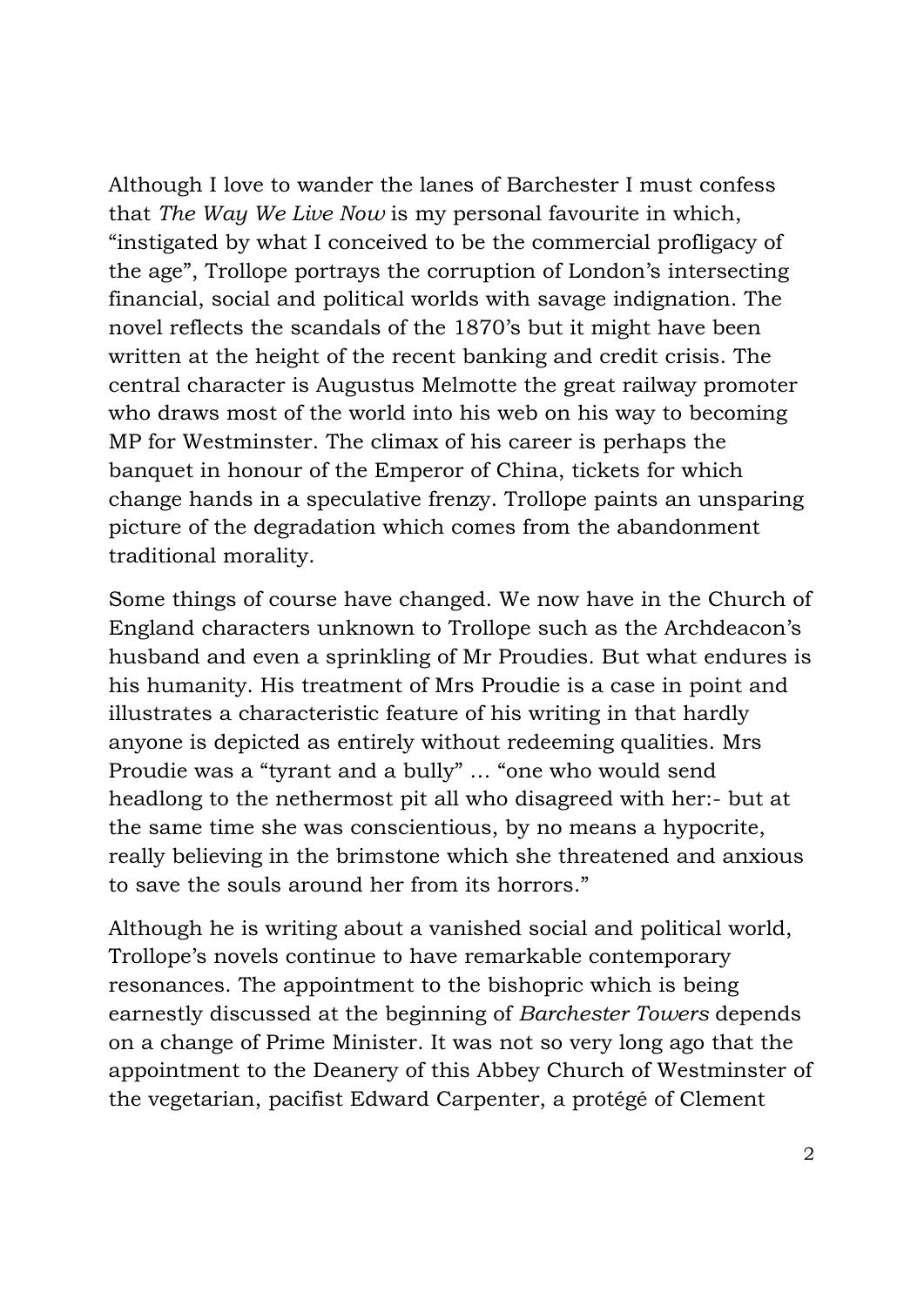Although I love to wander the lanes of Barchester I must confess that *The Way We Live Now* is my personal favourite in which, "instigated by what I conceived to be the commercial profligacy of the age", Trollope portrays the corruption of London's intersecting financial, social and political worlds with savage indignation. The novel reflects the scandals of the 1870's but it might have been written at the height of the recent banking and credit crisis. The central character is Augustus Melmotte the great railway promoter who draws most of the world into his web on his way to becoming MP for Westminster. The climax of his career is perhaps the banquet in honour of the Emperor of China, tickets for which change hands in a speculative frenzy. Trollope paints an unsparing picture of the degradation which comes from the abandonment traditional morality.

Some things of course have changed. We now have in the Church of England characters unknown to Trollope such as the Archdeacon's husband and even a sprinkling of Mr Proudies. But what endures is his humanity. His treatment of Mrs Proudie is a case in point and illustrates a characteristic feature of his writing in that hardly anyone is depicted as entirely without redeeming qualities. Mrs Proudie was a "tyrant and a bully" … "one who would send headlong to the nethermost pit all who disagreed with her:- but at the same time she was conscientious, by no means a hypocrite, really believing in the brimstone which she threatened and anxious to save the souls around her from its horrors."

Although he is writing about a vanished social and political world, Trollope's novels continue to have remarkable contemporary resonances. The appointment to the bishopric which is being earnestly discussed at the beginning of *Barchester Towers* depends on a change of Prime Minister. It was not so very long ago that the appointment to the Deanery of this Abbey Church of Westminster of the vegetarian, pacifist Edward Carpenter, a protégé of Clement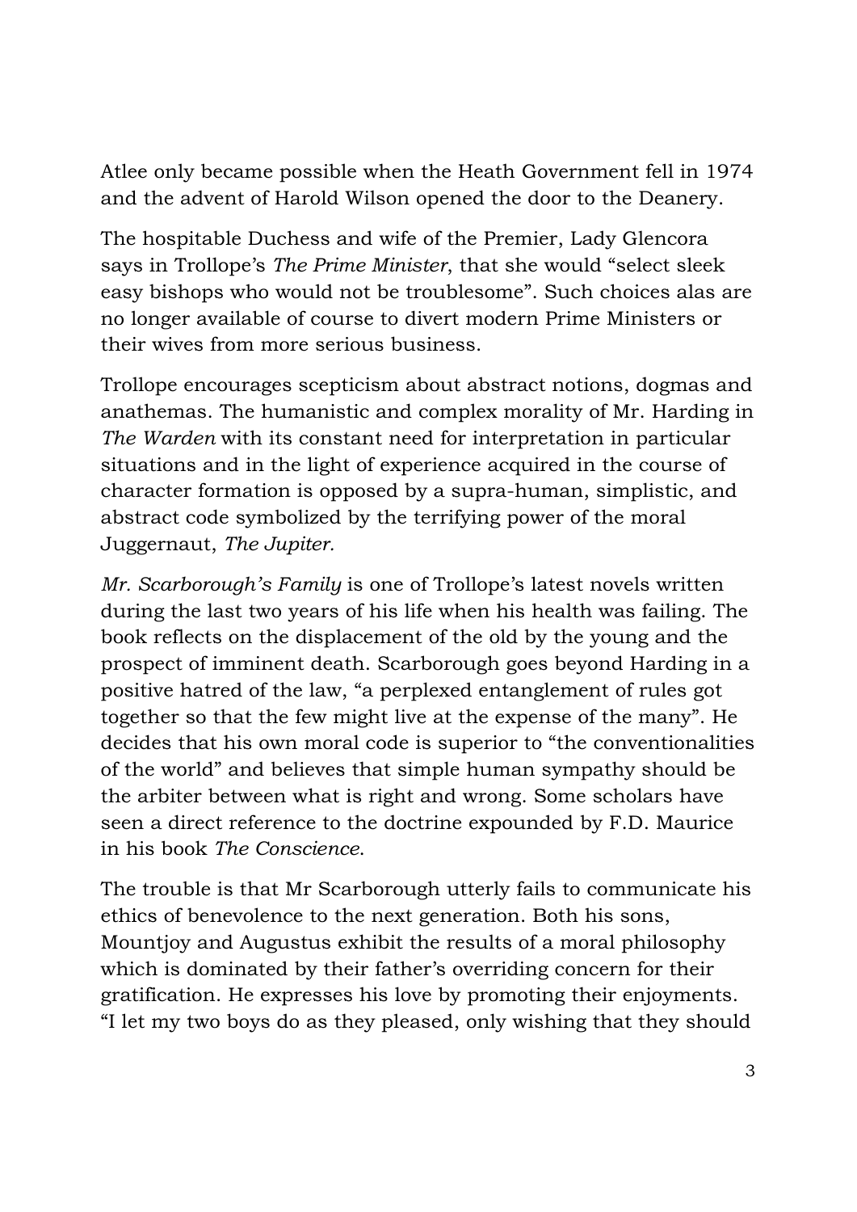Atlee only became possible when the Heath Government fell in 1974 and the advent of Harold Wilson opened the door to the Deanery.

The hospitable Duchess and wife of the Premier, Lady Glencora says in Trollope's *The Prime Minister*, that she would "select sleek easy bishops who would not be troublesome". Such choices alas are no longer available of course to divert modern Prime Ministers or their wives from more serious business.

Trollope encourages scepticism about abstract notions, dogmas and anathemas. The humanistic and complex morality of Mr. Harding in *The Warden* with its constant need for interpretation in particular situations and in the light of experience acquired in the course of character formation is opposed by a supra-human, simplistic, and abstract code symbolized by the terrifying power of the moral Juggernaut, *The Jupiter.*

*Mr. Scarborough's Family* is one of Trollope's latest novels written during the last two years of his life when his health was failing. The book reflects on the displacement of the old by the young and the prospect of imminent death. Scarborough goes beyond Harding in a positive hatred of the law, "a perplexed entanglement of rules got together so that the few might live at the expense of the many". He decides that his own moral code is superior to "the conventionalities of the world" and believes that simple human sympathy should be the arbiter between what is right and wrong. Some scholars have seen a direct reference to the doctrine expounded by F.D. Maurice in his book *The Conscience*.

The trouble is that Mr Scarborough utterly fails to communicate his ethics of benevolence to the next generation. Both his sons, Mountjoy and Augustus exhibit the results of a moral philosophy which is dominated by their father's overriding concern for their gratification. He expresses his love by promoting their enjoyments. "I let my two boys do as they pleased, only wishing that they should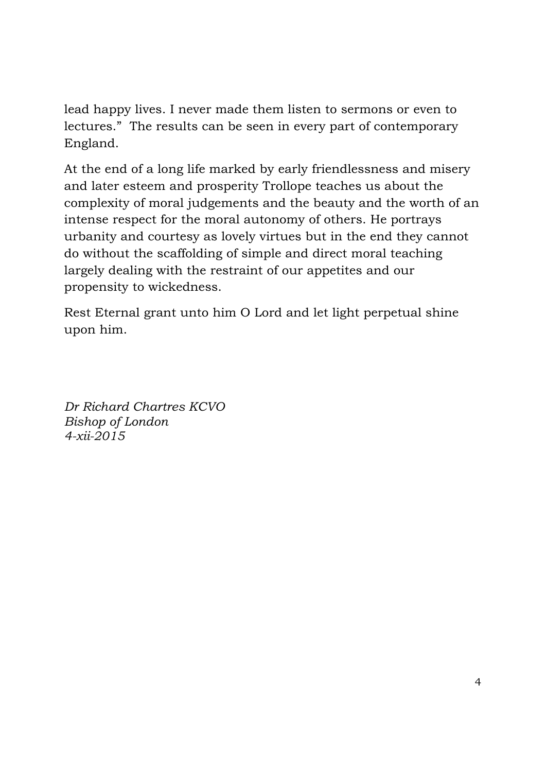lead happy lives. I never made them listen to sermons or even to lectures." The results can be seen in every part of contemporary England.

At the end of a long life marked by early friendlessness and misery and later esteem and prosperity Trollope teaches us about the complexity of moral judgements and the beauty and the worth of an intense respect for the moral autonomy of others. He portrays urbanity and courtesy as lovely virtues but in the end they cannot do without the scaffolding of simple and direct moral teaching largely dealing with the restraint of our appetites and our propensity to wickedness.

Rest Eternal grant unto him O Lord and let light perpetual shine upon him.

*Dr Richard Chartres KCVO*
*Bishop of London*
*4-xii-2015*